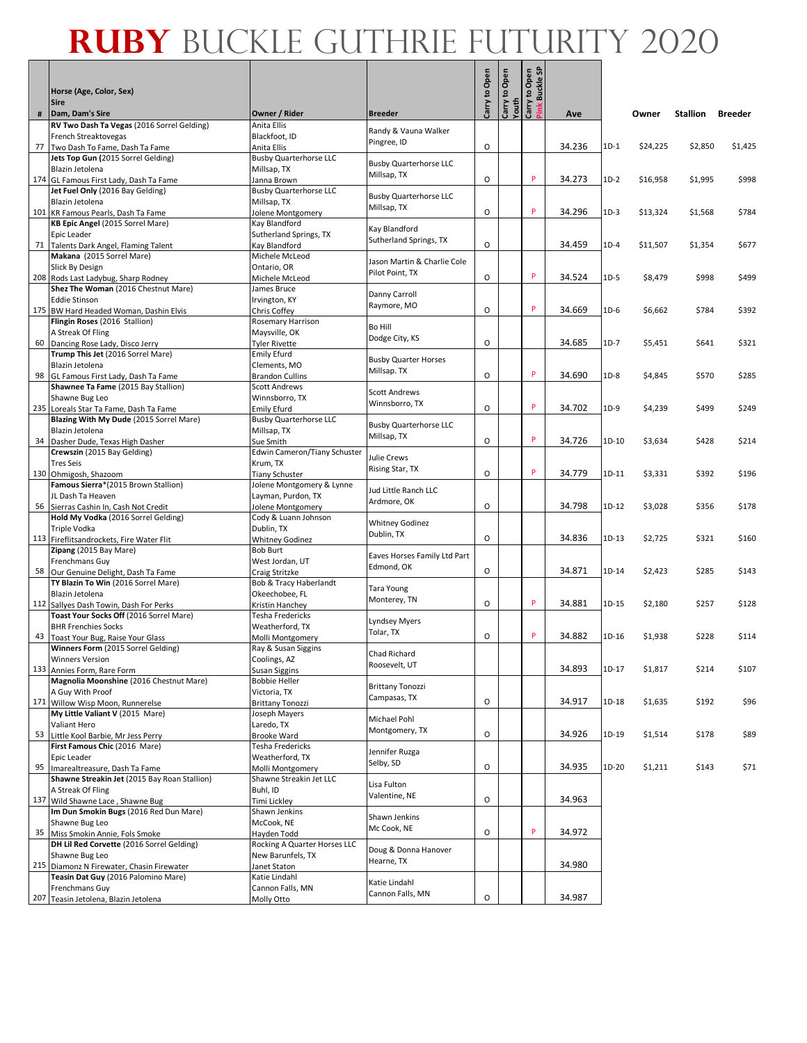# RUBY BUCKLE GUTHRIE FUTURITY 2020

| # | Horse (Age, Color, Sex) Sire Dam, Dam's Sire | Owner / Rider | Breeder | Carry to Open | Carry to Open Youth | Carry to Open Pink Buckle SP | Ave | | Owner | Stallion | Breeder |
|---|---|---|---|---|---|---|---|---|---|---|---|
| 77 | **RV Two Dash Ta Vegas** (2016 Sorrel Gelding) French Streaktovegas Two Dash To Fame, Dash Ta Fame | Anita Ellis Blackfoot, ID Anita Ellis | Randy & Vauna Walker Pingree, ID | O | | | 34.236 | 1D-1 | $24,225 | $2,850 | $1,425 |
| 174 | **Jets Top Gun (**2015 Sorrel Gelding) Blazin Jetolena GL Famous First Lady, Dash Ta Fame | Busby Quarterhorse LLC Millsap, TX Janna Brown | Busby Quarterhorse LLC Millsap, TX | O | | P | 34.273 | 1D-2 | $16,958 | $1,995 | $998 |
| 101 | **Jet Fuel Only** (2016 Bay Gelding) Blazin Jetolena KR Famous Pearls, Dash Ta Fame | Busby Quarterhorse LLC Millsap, TX Jolene Montgomery | Busby Quarterhorse LLC Millsap, TX | O | | P | 34.296 | 1D-3 | $13,324 | $1,568 | $784 |
| 71 | **KB Epic Angel** (2015 Sorrel Mare) Epic Leader Talents Dark Angel, Flaming Talent | Kay Blandford Sutherland Springs, TX Kay Blandford | Kay Blandford Sutherland Springs, TX | O | | | 34.459 | 1D-4 | $11,507 | $1,354 | $677 |
| 208 | **Makana** (2015 Sorrel Mare) Slick By Design Rods Last Ladybug, Sharp Rodney | Michele McLeod Ontario, OR Michele McLeod | Jason Martin & Charlie Cole Pilot Point, TX | O | | P | 34.524 | 1D-5 | $8,479 | $998 | $499 |
| 175 | **Shez The Woman** (2016 Chestnut Mare) Eddie Stinson BW Hard Headed Woman, Dashin Elvis | James Bruce Irvington, KY Chris Coffey | Danny Carroll Raymore, MO | O | | P | 34.669 | 1D-6 | $6,662 | $784 | $392 |
| 60 | **Flingin Roses** (2016 Stallion) A Streak Of Fling Dancing Rose Lady, Disco Jerry | Rosemary Harrison Maysville, OK Tyler Rivette | Bo Hill Dodge City, KS | O | | | 34.685 | 1D-7 | $5,451 | $641 | $321 |
| 98 | **Trump This Jet** (2016 Sorrel Mare) Blazin Jetolena GL Famous First Lady, Dash Ta Fame | Emily Efurd Clements, MO Brandon Cullins | Busby Quarter Horses Millsap. TX | O | | P | 34.690 | 1D-8 | $4,845 | $570 | $285 |
| 235 | **Shawnee Ta Fame** (2015 Bay Stallion) Shawne Bug Leo Loreals Star Ta Fame, Dash Ta Fame | Scott Andrews Winnsboro, TX Emily Efurd | Scott Andrews Winnsboro, TX | O | | P | 34.702 | 1D-9 | $4,239 | $499 | $249 |
| 34 | **Blazing With My Dude** (2015 Sorrel Mare) Blazin Jetolena Dasher Dude, Texas High Dasher | Busby Quarterhorse LLC Millsap, TX Sue Smith | Busby Quarterhorse LLC Millsap, TX | O | | P | 34.726 | 1D-10 | $3,634 | $428 | $214 |
| 130 | **Crewszin** (2015 Bay Gelding) Tres Seis Ohmigosh, Shazoom | Edwin Cameron/Tiany Schuster Krum, TX Tiany Schuster | Julie Crews Rising Star, TX | O | | P | 34.779 | 1D-11 | $3,331 | $392 | $196 |
| 56 | **Famous Sierra***(2015 Brown Stallion) JL Dash Ta Heaven Sierras Cashin In, Cash Not Credit | Jolene Montgomery & Lynne Layman, Purdon, TX Jolene Montgomery | Jud Little Ranch LLC Ardmore, OK | O | | | 34.798 | 1D-12 | $3,028 | $356 | $178 |
| 113 | **Hold My Vodka** (2016 Sorrel Gelding) Triple Vodka Fireflitsandrockets, Fire Water Flit | Cody & Luann Johnson Dublin, TX Whitney Godinez | Whitney Godinez Dublin, TX | O | | | 34.836 | 1D-13 | $2,725 | $321 | $160 |
| 58 | **Zipang** (2015 Bay Mare) Frenchmans Guy Our Genuine Delight, Dash Ta Fame | Bob Burt West Jordan, UT Craig Stritzke | Eaves Horses Family Ltd Part Edmond, OK | O | | | 34.871 | 1D-14 | $2,423 | $285 | $143 |
| 112 | **TY Blazin To Win** (2016 Sorrel Mare) Blazin Jetolena Sallyes Dash Towin, Dash For Perks | Bob & Tracy Haberlandt Okeechobee, FL Kristin Hanchey | Tara Young Monterey, TN | O | | P | 34.881 | 1D-15 | $2,180 | $257 | $128 |
| 43 | **Toast Your Socks Off** (2016 Sorrel Mare) BHR Frenchies Socks Toast Your Bug, Raise Your Glass | Tesha Fredericks Weatherford, TX Molli Montgomery | Lyndsey Myers Tolar, TX | O | | P | 34.882 | 1D-16 | $1,938 | $228 | $114 |
| 133 | **Winners Form** (2015 Sorrel Gelding) Winners Version Annies Form, Rare Form | Ray & Susan Siggins Coolings, AZ Susan Siggins | Chad Richard Roosevelt, UT | | | | 34.893 | 1D-17 | $1,817 | $214 | $107 |
| 171 | **Magnolia Moonshine** (2016 Chestnut Mare) A Guy With Proof Willow Wisp Moon, Runnerelse | Bobbie Heller Victoria, TX Brittany Tonozzi | Brittany Tonozzi Campasas, TX | O | | | 34.917 | 1D-18 | $1,635 | $192 | $96 |
| 53 | **My Little Valiant V** (2015 Mare) Valiant Hero Little Kool Barbie, Mr Jess Perry | Joseph Mayers Laredo, TX Brooke Ward | Michael Pohl Montgomery, TX | O | | | 34.926 | 1D-19 | $1,514 | $178 | $89 |
| 95 | **First Famous Chic** (2016 Mare) Epic Leader Imarealtreasure, Dash Ta Fame | Tesha Fredericks Weatherford, TX Molli Montgomery | Jennifer Ruzga Selby, SD | O | | | 34.935 | 1D-20 | $1,211 | $143 | $71 |
| 137 | **Shawne Streakin Jet** (2015 Bay Roan Stallion) A Streak Of Fling Wild Shawne Lace , Shawne Bug | Shawne Streakin Jet LLC Buhl, ID Timi Lickley | Lisa Fulton Valentine, NE | O | | | 34.963 | | | | |
| 35 | **Im Dun Smokin Bugs** (2016 Red Dun Mare) Shawne Bug Leo Miss Smokin Annie, Fols Smoke | Shawn Jenkins McCook, NE Hayden Todd | Shawn Jenkins Mc Cook, NE | O | | P | 34.972 | | | | |
| 215 | **DH Lil Red Corvette** (2016 Sorrel Gelding) Shawne Bug Leo Diamonz N Firewater, Chasin Firewater | Rocking A Quarter Horses LLC New Barunfels, TX Janet Staton | Doug & Donna Hanover Hearne, TX | | | | 34.980 | | | | |
| 207 | **Teasin Dat Guy** (2016 Palomino Mare) Frenchmans Guy Teasin Jetolena, Blazin Jetolena | Katie Lindahl Cannon Falls, MN Molly Otto | Katie Lindahl Cannon Falls, MN | O | | | 34.987 | | | | |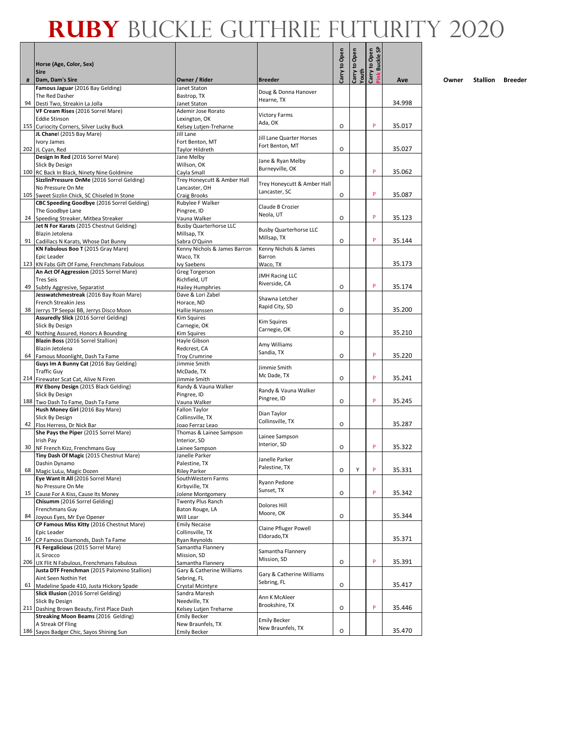# RUBY BUCKLE GUTHRIE FUTURITY 2020

| # | Horse (Age, Color, Sex) / Sire / Dam, Dam's Sire | Owner / Rider | Breeder | Carry to Open | Carry to Open Youth | Carry to Open Pink Buckle SP | Ave | Owner | Stallion | Breeder |
|---|---|---|---|---|---|---|---|---|---|---|
| 94 | **Famous Jaguar** (2016 Bay Gelding) The Red Dasher Desti Two, Streakin La Jolla | Janet Staton Bastrop, TX Janet Staton | Doug & Donna Hanover Hearne, TX | | | | 34.998 | | | |
| 155 | **VF Cream Rises** (2016 Sorrel Mare) Eddie Stinson Curiocity Corners, Silver Lucky Buck | Ademir Jose Rorato Lexington, OK Kelsey Lutjen-Treharne | Victory Farms Ada, OK | O | | P | 35.017 | | | |
| 202 | **JL Chanel** (2015 Bay Mare) Ivory James JL Cyan, Red | Jill Lane Fort Benton, MT Taylor Hildreth | Jill Lane Quarter Horses Fort Benton, MT | O | | | 35.027 | | | |
| 100 | **Design In Red** (2016 Sorrel Mare) Slick By Design RC Back In Black, Ninety Nine Goldmine | Jane Melby Willson, OK Cayla Small | Jane & Ryan Melby Burneyville, OK | O | | P | 35.062 | | | |
| 105 | **SizzlinPressure OnMe** (2016 Sorrel Gelding) No Pressure On Me Sweet Sizzlin Chick, SC Chiseled In Stone | Trey Honeycutt & Amber Hall Lancaster, OH Craig Brooks | Trey Honeycutt & Amber Hall Lancaster, SC | O | | P | 35.087 | | | |
| 24 | **CBC Speeding Goodbye** (2016 Sorrel Gelding) The Goodbye Lane Speeding Streaker, Mitbea Streaker | Rubylee F Walker Pingree, ID Vauna Walker | Claude B Crozier Neola, UT | O | | P | 35.123 | | | |
| 91 | **Jet N For Karats** (2015 Chestnut Gelding) Blazin Jetolena Cadillacs N Karats, Whose Dat Bunny | Busby Quarterhorse LLC Millsap, TX Sabra O'Quinn | Busby Quarterhorse LLC Millsap, TX | O | | P | 35.144 | | | |
| 123 | **KN Fabulous Boo T** (2015 Gray Mare) Epic Leader KN Fabs Gift Of Fame, Frenchmans Fabulous | Kenny Nichols & James Barron Waco, TX Ivy Saebens | Kenny Nichols & James Barron Waco, TX | | | | 35.173 | | | |
| 49 | **An Act Of Aggression** (2015 Sorrel Mare) Tres Seis Subtly Aggresive, Separatist | Greg Torgerson Richfield, UT Hailey Humphries | JMH Racing LLC Riverside, CA | O | | P | 35.174 | | | |
| 38 | **Jesswatchmestreak** (2016 Bay Roan Mare) French Streakin Jess Jerrys TP Seepai BB, Jerrys Disco Moon | Dave & Lori Zabel Horace, ND Hallie Hanssen | Shawna Letcher Rapid City, SD | O | | | 35.200 | | | |
| 40 | **Assuredly Slick** (2016 Sorrel Gelding) Slick By Design Nothing Assured, Honors A Bounding | Kim Squires Carnegie, OK Kim Squires | Kim Squires Carnegie, OK | O | | | 35.210 | | | |
| 64 | **Blazin Boss** (2016 Sorrel Stallion) Blazin Jetolena Famous Moonlight, Dash Ta Fame | Hayle Gibson Redcrest, CA Troy Crumrine | Amy Williams Sandia, TX | O | | P | 35.220 | | | |
| 214 | **Guys In A Bunny Cat** (2016 Bay Gelding) Traffic Guy Firewater Scat Cat, Alive N Firen | Jimmie Smith McDade, TX Jimmie Smith | Jimmie Smith Mc Dade, TX | O | | P | 35.241 | | | |
| 188 | **RV Ebony Design** (2015 Black Gelding) Slick By Design Two Dash To Fame, Dash Ta Fame | Randy & Vauna Walker Pingree, ID Vauna Walker | Randy & Vauna Walker Pingree, ID | O | | P | 35.245 | | | |
| 42 | **Hush Money Girl** (2016 Bay Mare) Slick By Design Flos Herress, Dr Nick Bar | Fallon Taylor Collinsville, TX Joao Ferraz Leao | Dian Taylor Collinsville, TX | O | | | 35.287 | | | |
| 30 | **She Pays the Piper** (2015 Sorrel Mare) Irish Pay NF French Kizz, Frenchmans Guy | Thomas & Lainee Sampson Interior, SD Lainee Sampson | Lainee Sampson Interior, SD | O | | P | 35.322 | | | |
| 68 | **Tiny Dash Of Magic** (2015 Chestnut Mare) Dashin Dynamo Magic LuLu, Magic Dozen | Janelle Parker Palestine, TX Riley Parker | Janelle Parker Palestine, TX | O | Y | P | 35.331 | | | |
| 15 | **Eye Want It All** (2016 Sorrel Mare) No Pressure On Me Cause For A Kiss, Cause Its Money | SouthWestern Farms Kirbyville, TX Jolene Montgomery | Ryann Pedone Sunset, TX | O | | P | 35.342 | | | |
| 84 | **Chisumm** (2016 Sorrel Gelding) Frenchmans Guy Joyous Eyes, Mr Eye Opener | Twenty Plus Ranch Baton Rouge, LA Will Lear | Dolores Hill Moore, OK | O | | | 35.344 | | | |
| 16 | **CP Famous Miss Kitty** (2016 Chestnut Mare) Epic Leader CP Famous Diamonds, Dash Ta Fame | Emily Necaise Collinsville, TX Ryan Reynolds | Claine Pfluger Powell Eldorado,TX | | | | 35.371 | | | |
| 206 | **FL Fergalicious** (2015 Sorrel Mare) JL Sirocco UX Flit N Fabulous, Frenchmans Fabulous | Samantha Flannery Mission, SD Samantha Flannery | Samantha Flannery Mission, SD | O | | P | 35.391 | | | |
| 61 | **Justa DTF Frenchman** (2015 Palomino Stallion) Aint Seen Nothin Yet Madeline Spade 410, Justa Hickory Spade | Gary & Catherine Williams Sebring, FL Crystal Mcintyre | Gary & Catherine Williams Sebring, FL | O | | | 35.417 | | | |
| 211 | **Slick Illusion** (2016 Sorrel Gelding) Slick By Design Dashing Brown Beauty, First Place Dash | Sandra Maresh Needville, TX Kelsey Lutjen Treharne | Ann K McAleer Brookshire, TX | O | | P | 35.446 | | | |
| 186 | **Streaking Moon Beams** (2016 Gelding) A Streak Of Fling Sayos Badger Chic, Sayos Shining Sun | Emily Becker New Braunfels, TX Emily Becker | Emily Becker New Braunfels, TX | O | | | 35.470 | | | |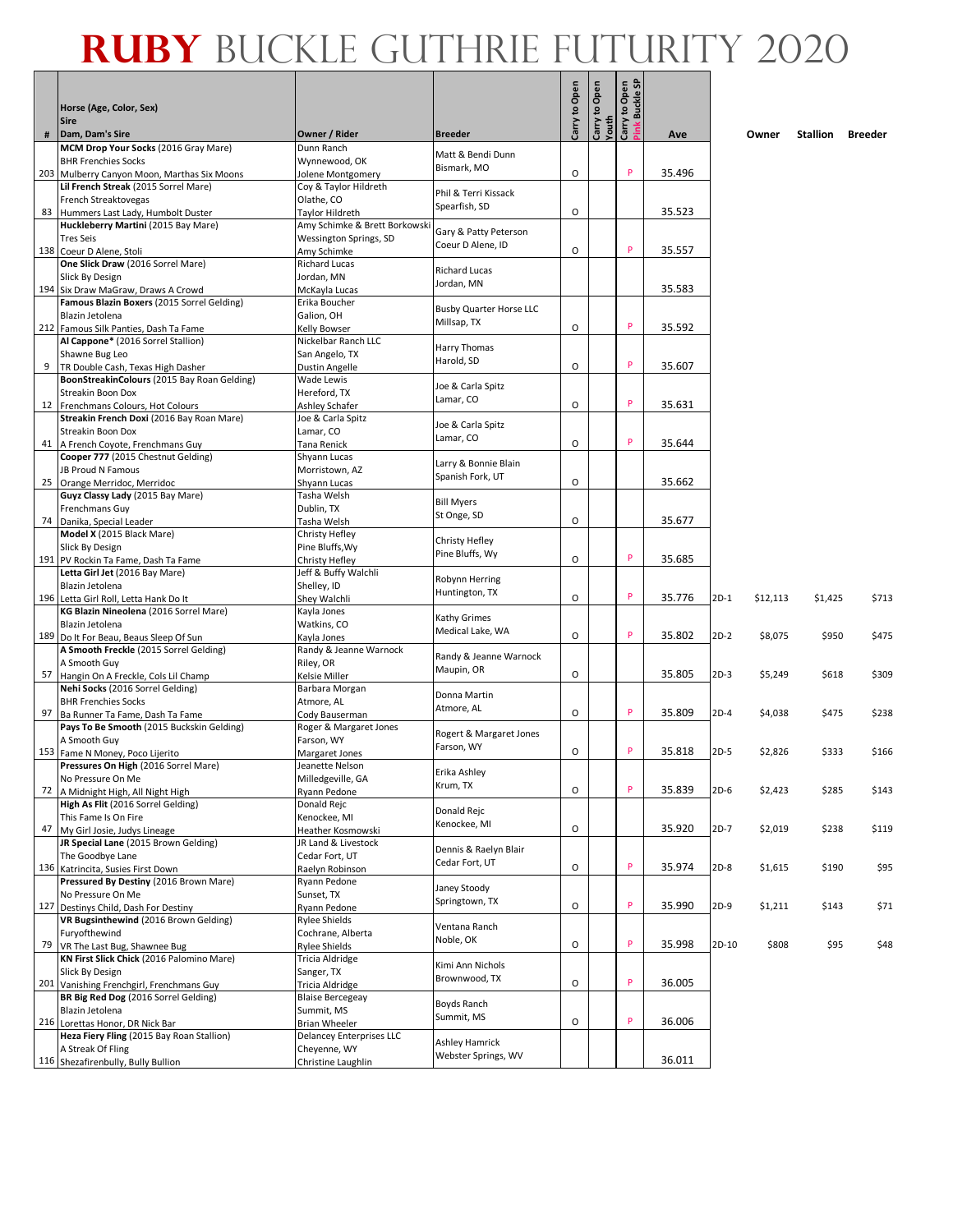# RUBY BUCKLE GUTHRIE FUTURITY 2020

| # | Horse (Age, Color, Sex)<br>Sire<br>Dam, Dam's Sire | Owner / Rider | Breeder | Carry to Open | Carry to Open Youth | Carry to Open Pink Buckle SP | Ave | | Owner | Stallion | Breeder |
|---|---|---|---|---|---|---|---|---|---|---|---|
| 203 | **MCM Drop Your Socks** (2016 Gray Mare)<br>BHR Frenchies Socks<br>Mulberry Canyon Moon, Marthas Six Moons | Dunn Ranch<br>Wynnewood, OK<br>Jolene Montgomery | Matt & Bendi Dunn<br>Bismark, MO | O | | P | 35.496 | | | | |
| 83 | **Lil French Streak** (2015 Sorrel Mare)<br>French Streaktovegas<br>Hummers Last Lady, Humbolt Duster | Coy & Taylor Hildreth<br>Olathe, CO<br>Taylor Hildreth | Phil & Terri Kissack<br>Spearfish, SD | O | | | 35.523 | | | | |
| 138 | **Huckleberry Martini** (2015 Bay Mare)<br>Tres Seis<br>Coeur D Alene, Stoli | Amy Schimke & Brett Borkowski<br>Wessington Springs, SD<br>Amy Schimke | Gary & Patty Peterson<br>Coeur D Alene, ID | O | | P | 35.557 | | | | |
| 194 | **One Slick Draw** (2016 Sorrel Mare)<br>Slick By Design<br>Six Draw MaGraw, Draws A Crowd | Richard Lucas<br>Jordan, MN<br>McKayla Lucas | Richard Lucas<br>Jordan, MN | | | | 35.583 | | | | |
| 212 | **Famous Blazin Boxers** (2015 Sorrel Gelding)<br>Blazin Jetolena<br>Famous Silk Panties, Dash Ta Fame | Erika Boucher<br>Galion, OH<br>Kelly Bowser | Busby Quarter Horse LLC<br>Millsap, TX | O | | P | 35.592 | | | | |
| 9 | **Al Cappone*** (2016 Sorrel Stallion)<br>Shawne Bug Leo<br>TR Double Cash, Texas High Dasher | Nickelbar Ranch LLC<br>San Angelo, TX<br>Dustin Angelle | Harry Thomas<br>Harold, SD | O | | P | 35.607 | | | | |
| 12 | **BoonStreakinColours** (2015 Bay Roan Gelding)<br>Streakin Boon Dox<br>Frenchmans Colours, Hot Colours | Wade Lewis<br>Hereford, TX<br>Ashley Schafer | Joe & Carla Spitz<br>Lamar, CO | O | | P | 35.631 | | | | |
| 41 | **Streakin French Doxi** (2016 Bay Roan Mare)<br>Streakin Boon Dox<br>A French Coyote, Frenchmans Guy | Joe & Carla Spitz<br>Lamar, CO<br>Tana Renick | Joe & Carla Spitz<br>Lamar, CO | O | | P | 35.644 | | | | |
| 25 | **Cooper 777** (2015 Chestnut Gelding)<br>JB Proud N Famous<br>Orange Merridoc, Merridoc | Shyann Lucas<br>Morristown, AZ<br>Shyann Lucas | Larry & Bonnie Blain<br>Spanish Fork, UT | O | | | 35.662 | | | | |
| 74 | **Guyz Classy Lady** (2015 Bay Mare)<br>Frenchmans Guy<br>Danika, Special Leader | Tasha Welsh<br>Dublin, TX<br>Tasha Welsh | Bill Myers<br>St Onge, SD | O | | | 35.677 | | | | |
| 191 | **Model X** (2015 Black Mare)<br>Slick By Design<br>PV Rockin Ta Fame, Dash Ta Fame | Christy Hefley<br>Pine Bluffs,Wy<br>Christy Hefley | Christy Hefley<br>Pine Bluffs, Wy | O | | P | 35.685 | | | | |
| 196 | **Letta Girl Jet** (2016 Bay Mare)<br>Blazin Jetolena<br>Letta Girl Roll, Letta Hank Do It | Jeff & Buffy Walchli<br>Shelley, ID<br>Shey Walchli | Robynn Herring<br>Huntington, TX | O | | P | 35.776 | 2D-1 | $12,113 | $1,425 | $713 |
| 189 | **KG Blazin Nineolena** (2016 Sorrel Mare)<br>Blazin Jetolena<br>Do It For Beau, Beaus Sleep Of Sun | Kayla Jones<br>Watkins, CO<br>Kayla Jones | Kathy Grimes<br>Medical Lake, WA | O | | P | 35.802 | 2D-2 | $8,075 | $950 | $475 |
| 57 | **A Smooth Freckle** (2015 Sorrel Gelding)<br>A Smooth Guy<br>Hangin On A Freckle, Cols Lil Champ | Randy & Jeanne Warnock<br>Riley, OR<br>Kelsie Miller | Randy & Jeanne Warnock<br>Maupin, OR | O | | | 35.805 | 2D-3 | $5,249 | $618 | $309 |
| 97 | **Nehi Socks** (2016 Sorrel Gelding)<br>BHR Frenchies Socks<br>Ba Runner Ta Fame, Dash Ta Fame | Barbara Morgan<br>Atmore, AL<br>Cody Bauserman | Donna Martin<br>Atmore, AL | O | | P | 35.809 | 2D-4 | $4,038 | $475 | $238 |
| 153 | **Pays To Be Smooth** (2015 Buckskin Gelding)<br>A Smooth Guy<br>Fame N Money, Poco Lijerito | Roger & Margaret Jones<br>Farson, WY<br>Margaret Jones | Rogert & Margaret Jones<br>Farson, WY | O | | P | 35.818 | 2D-5 | $2,826 | $333 | $166 |
| 72 | **Pressures On High** (2016 Sorrel Mare)<br>No Pressure On Me<br>A Midnight High, All Night High | Jeanette Nelson<br>Milledgeville, GA<br>Ryann Pedone | Erika Ashley<br>Krum, TX | O | | P | 35.839 | 2D-6 | $2,423 | $285 | $143 |
| 47 | **High As Flit** (2016 Sorrel Gelding)<br>This Fame Is On Fire<br>My Girl Josie, Judys Lineage | Donald Rejc<br>Kenockee, MI<br>Heather Kosmowski | Donald Rejc<br>Kenockee, MI | O | | | 35.920 | 2D-7 | $2,019 | $238 | $119 |
| 136 | **JR Special Lane** (2015 Brown Gelding)<br>The Goodbye Lane<br>Katrincita, Susies First Down | JR Land & Livestock<br>Cedar Fort, UT<br>Raelyn Robinson | Dennis & Raelyn Blair<br>Cedar Fort, UT | O | | P | 35.974 | 2D-8 | $1,615 | $190 | $95 |
| 127 | **Pressured By Destiny** (2016 Brown Mare)<br>No Pressure On Me<br>Destinys Child, Dash For Destiny | Ryann Pedone<br>Sunset, TX<br>Ryann Pedone | Janey Stoody<br>Springtown, TX | O | | P | 35.990 | 2D-9 | $1,211 | $143 | $71 |
| 79 | **VR Bugsinthewind** (2016 Brown Gelding)<br>Furyofthewind<br>VR The Last Bug, Shawnee Bug | Rylee Shields<br>Cochrane, Alberta<br>Rylee Shields | Ventana Ranch<br>Noble, OK | O | | P | 35.998 | 2D-10 | $808 | $95 | $48 |
| 201 | **KN First Slick Chick** (2016 Palomino Mare)<br>Slick By Design<br>Vanishing Frenchgirl, Frenchmans Guy | Tricia Aldridge<br>Sanger, TX<br>Tricia Aldridge | Kimi Ann Nichols<br>Brownwood, TX | O | | P | 36.005 | | | | |
| 216 | **BR Big Red Dog** (2016 Sorrel Gelding)<br>Blazin Jetolena<br>Lorettas Honor, DR Nick Bar | Blaise Bercegeay<br>Summit, MS<br>Brian Wheeler | Boyds Ranch<br>Summit, MS | O | | P | 36.006 | | | | |
| 116 | **Heza Fiery Fling** (2015 Bay Roan Stallion)<br>A Streak Of Fling<br>Shezafirenbully, Bully Bullion | Delancey Enterprises LLC<br>Cheyenne, WY<br>Christine Laughlin | Ashley Hamrick<br>Webster Springs, WV | | | | 36.011 | | | | |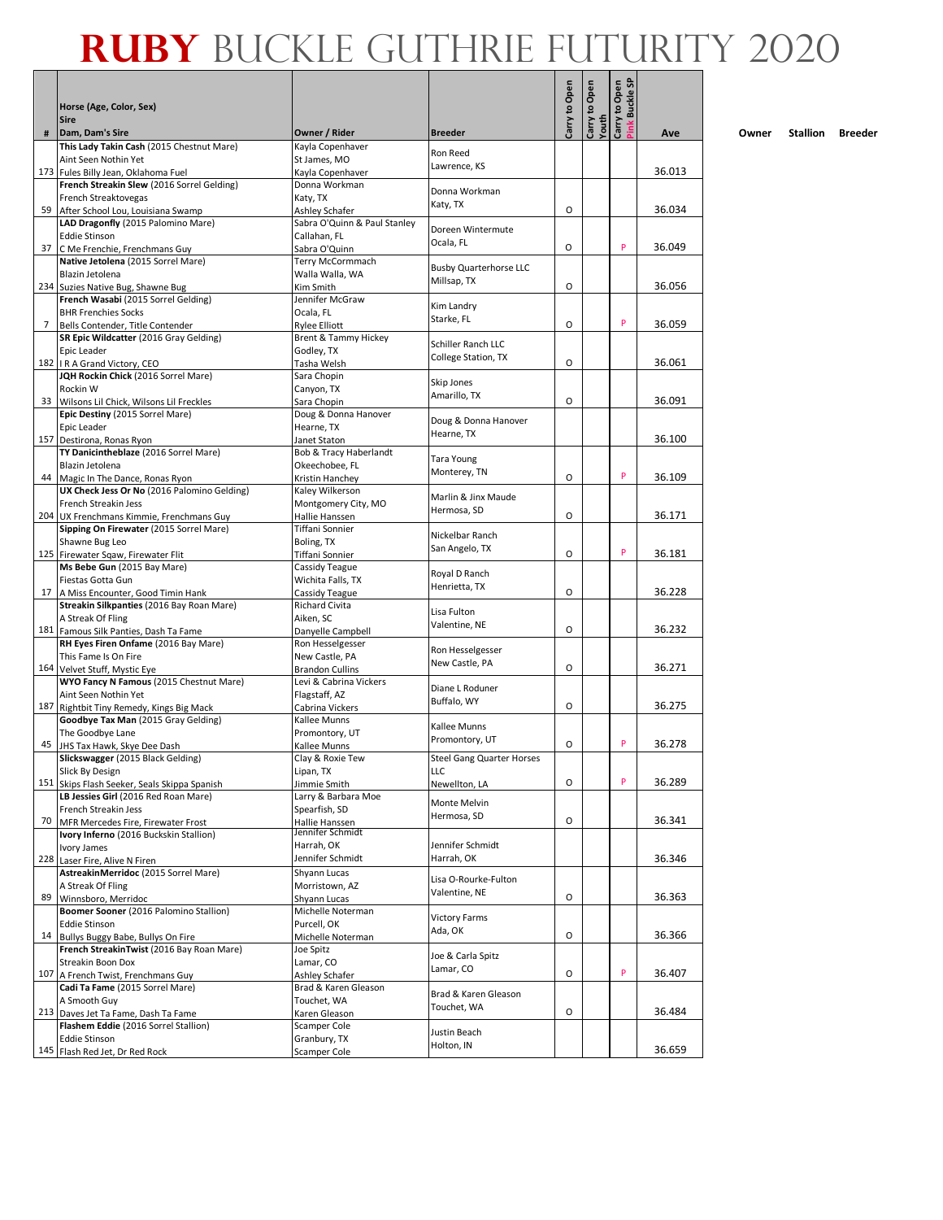# RUBY BUCKLE GUTHRIE FUTURITY 2020

| # | Horse (Age, Color, Sex) / Sire / Dam, Dam's Sire | Owner / Rider | Breeder | Carry to Open | Carry to Open Youth | Carry to Open Pink Buckle SP | Ave | Owner | Stallion | Breeder |
|---|---|---|---|---|---|---|---|---|---|---|
| 173 | **This Lady Takin Cash** (2015 Chestnut Mare) / Aint Seen Nothin Yet / Fules Billy Jean, Oklahoma Fuel | Kayla Copenhaver / St James, MO / Kayla Copenhaver | Ron Reed / Lawrence, KS | | | | 36.013 | | | |
| 59 | **French Streakin Slew** (2016 Sorrel Gelding) / French Streaktovegas / After School Lou, Louisiana Swamp | Donna Workman / Katy, TX / Ashley Schafer | Donna Workman / Katy, TX | O | | | 36.034 | | | |
| 37 | **LAD Dragonfly** (2015 Palomino Mare) / Eddie Stinson / C Me Frenchie, Frenchmans Guy | Sabra O'Quinn & Paul Stanley / Callahan, FL / Sabra O'Quinn | Doreen Wintermute / Ocala, FL | O | | P | 36.049 | | | |
| 234 | **Native Jetolena** (2015 Sorrel Mare) / Blazin Jetolena / Suzies Native Bug, Shawne Bug | Terry McCormmach / Walla Walla, WA / Kim Smith | Busby Quarterhorse LLC / Millsap, TX | O | | | 36.056 | | | |
| 7 | **French Wasabi** (2015 Sorrel Gelding) / BHR Frenchies Socks / Bells Contender, Title Contender | Jennifer McGraw / Ocala, FL / Rylee Elliott | Kim Landry / Starke, FL | O | | P | 36.059 | | | |
| 182 | **SR Epic Wildcatter** (2016 Gray Gelding) / Epic Leader / I R A Grand Victory, CEO | Brent & Tammy Hickey / Godley, TX / Tasha Welsh | Schiller Ranch LLC / College Station, TX | O | | | 36.061 | | | |
| 33 | **JQH Rockin Chick** (2016 Sorrel Mare) / Rockin W / Wilsons Lil Chick, Wilsons Lil Freckles | Sara Chopin / Canyon, TX / Sara Chopin | Skip Jones / Amarillo, TX | O | | | 36.091 | | | |
| 157 | **Epic Destiny** (2015 Sorrel Mare) / Epic Leader / Destirona, Ronas Ryon | Doug & Donna Hanover / Hearne, TX / Janet Staton | Doug & Donna Hanover / Hearne, TX | | | | 36.100 | | | |
| 44 | **TY Danicintheblaze** (2016 Sorrel Mare) / Blazin Jetolena / Magic In The Dance, Ronas Ryon | Bob & Tracy Haberlandt / Okeechobee, FL / Kristin Hanchey | Tara Young / Monterey, TN | O | | P | 36.109 | | | |
| 204 | **UX Check Jess Or No** (2016 Palomino Gelding) / French Streakin Jess / UX Frenchmans Kimmie, Frenchmans Guy | Kaley Wilkerson / Montgomery City, MO / Hallie Hanssen | Marlin & Jinx Maude / Hermosa, SD | O | | | 36.171 | | | |
| 125 | **Sipping On Firewater** (2015 Sorrel Mare) / Shawne Bug Leo / Firewater Sqaw, Firewater Flit | Tiffani Sonnier / Boling, TX / Tiffani Sonnier | Nickelbar Ranch / San Angelo, TX | O | | P | 36.181 | | | |
| 17 | **Ms Bebe Gun** (2015 Bay Mare) / Fiestas Gotta Gun / A Miss Encounter, Good Timin Hank | Cassidy Teague / Wichita Falls, TX / Cassidy Teague | Royal D Ranch / Henrietta, TX | O | | | 36.228 | | | |
| 181 | **Streakin Silkpanties** (2016 Bay Roan Mare) / A Streak Of Fling / Famous Silk Panties, Dash Ta Fame | Richard Civita / Aiken, SC / Danyelle Campbell | Lisa Fulton / Valentine, NE | O | | | 36.232 | | | |
| 164 | **RH Eyes Firen Onfame** (2016 Bay Mare) / This Fame Is On Fire / Velvet Stuff, Mystic Eye | Ron Hesselgesser / New Castle, PA / Brandon Cullins | Ron Hesselgesser / New Castle, PA | O | | | 36.271 | | | |
| 187 | **WYO Fancy N Famous** (2015 Chestnut Mare) / Aint Seen Nothin Yet / Rightbit Tiny Remedy, Kings Big Mack | Levi & Cabrina Vickers / Flagstaff, AZ / Cabrina Vickers | Diane L Roduner / Buffalo, WY | O | | | 36.275 | | | |
| 45 | **Goodbye Tax Man** (2015 Gray Gelding) / The Goodbye Lane / JHS Tax Hawk, Skye Dee Dash | Kallee Munns / Promontory, UT / Kallee Munns | Kallee Munns / Promontory, UT | O | | P | 36.278 | | | |
| 151 | **Slickswagger** (2015 Black Gelding) / Slick By Design / Skips Flash Seeker, Seals Skippa Spanish | Clay & Roxie Tew / Lipan, TX / Jimmie Smith | Steel Gang Quarter Horses LLC / Newellton, LA | O | | P | 36.289 | | | |
| 70 | **LB Jessies Girl** (2016 Red Roan Mare) / French Streakin Jess / MFR Mercedes Fire, Firewater Frost | Larry & Barbara Moe / Spearfish, SD / Hallie Hanssen | Monte Melvin / Hermosa, SD | O | | | 36.341 | | | |
| 228 | **Ivory Inferno** (2016 Buckskin Stallion) / Ivory James / Laser Fire, Alive N Firen | Jennifer Schmidt / Harrah, OK / Jennifer Schmidt | Jennifer Schmidt / Harrah, OK | | | | 36.346 | | | |
| 89 | **AstreakinMerridoc** (2015 Sorrel Mare) / A Streak Of Fling / Winnsboro, Merridoc | Shyann Lucas / Morristown, AZ / Shyann Lucas | Lisa O-Rourke-Fulton / Valentine, NE | O | | | 36.363 | | | |
| 14 | **Boomer Sooner** (2016 Palomino Stallion) / Eddie Stinson / Bullys Buggy Babe, Bullys On Fire | Michelle Noterman / Purcell, OK / Michelle Noterman | Victory Farms / Ada, OK | O | | | 36.366 | | | |
| 107 | **French StreakinTwist** (2016 Bay Roan Mare) / Streakin Boon Dox / A French Twist, Frenchmans Guy | Joe Spitz / Lamar, CO / Ashley Schafer | Joe & Carla Spitz / Lamar, CO | O | | P | 36.407 | | | |
| 213 | **Cadi Ta Fame** (2015 Sorrel Mare) / A Smooth Guy / Daves Jet Ta Fame, Dash Ta Fame | Brad & Karen Gleason / Touchet, WA / Karen Gleason | Brad & Karen Gleason / Touchet, WA | O | | | 36.484 | | | |
| 145 | **Flashem Eddie** (2016 Sorrel Stallion) / Eddie Stinson / Flash Red Jet, Dr Red Rock | Scamper Cole / Granbury, TX / Scamper Cole | Justin Beach / Holton, IN | | | | 36.659 | | | |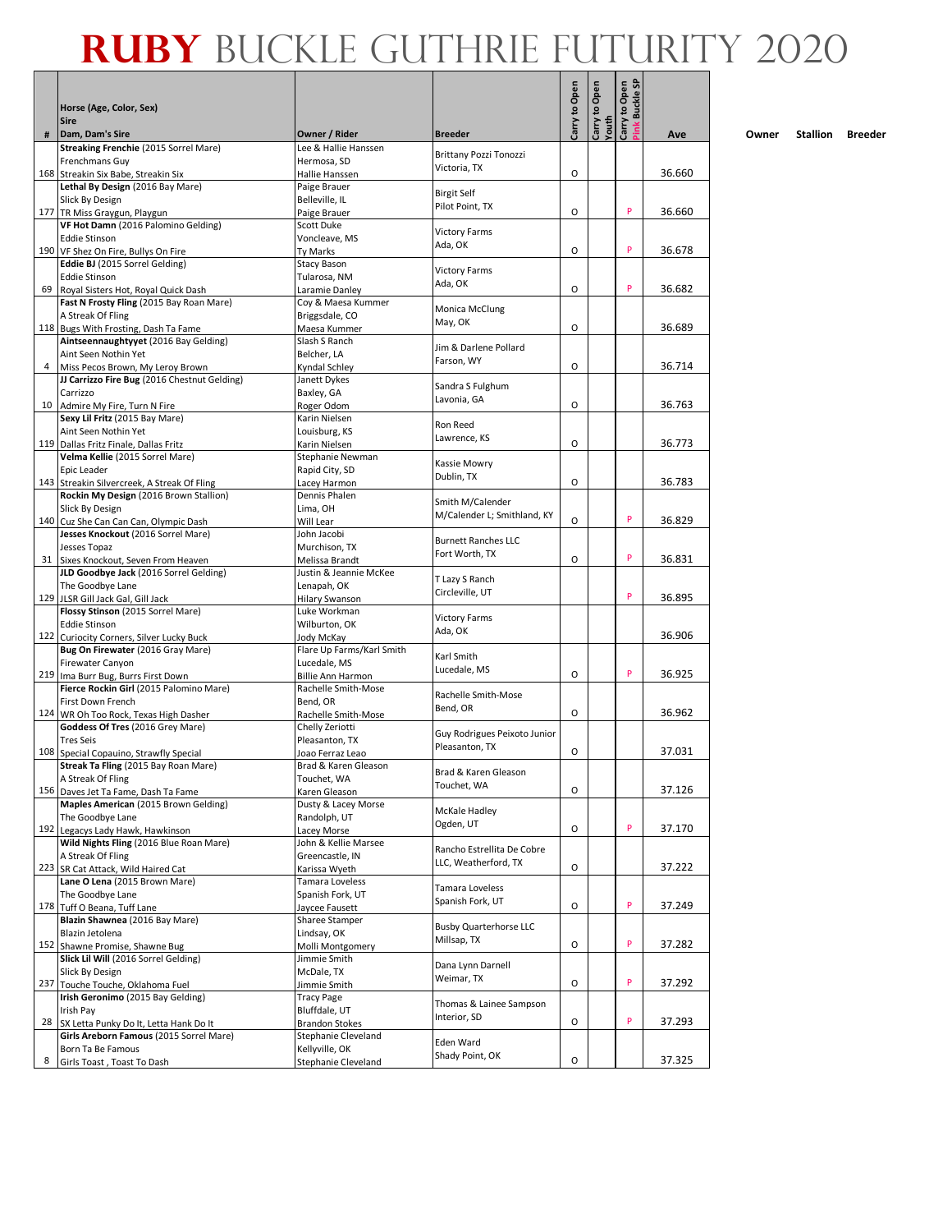# RUBY BUCKLE GUTHRIE FUTURITY 2020

| # | Horse (Age, Color, Sex)<br>Sire<br>Dam, Dam's Sire | Owner / Rider | Breeder | Carry to Open | Carry to Open Youth | Carry to Open Pink Buckle SP | Ave | Owner | Stallion | Breeder |
|---|---|---|---|---|---|---|---|---|---|---|
| 168 | **Streaking Frenchie** (2015 Sorrel Mare)<br>Frenchmans Guy<br>Streakin Six Babe, Streakin Six | Lee & Hallie Hanssen<br>Hermosa, SD<br>Hallie Hanssen | Brittany Pozzi Tonozzi<br>Victoria, TX | O | | | 36.660 | | | |
| 177 | **Lethal By Design** (2016 Bay Mare)<br>Slick By Design<br>TR Miss Graygun, Playgun | Paige Brauer<br>Belleville, IL<br>Paige Brauer | Birgit Self<br>Pilot Point, TX | O | | P | 36.660 | | | |
| 190 | **VF Hot Damn** (2016 Palomino Gelding)<br>Eddie Stinson<br>VF Shez On Fire, Bullys On Fire | Scott Duke<br>Voncleave, MS<br>Ty Marks | Victory Farms<br>Ada, OK | O | | P | 36.678 | | | |
| 69 | **Eddie BJ** (2015 Sorrel Gelding)<br>Eddie Stinson<br>Royal Sisters Hot, Royal Quick Dash | Stacy Bason<br>Tularosa, NM<br>Laramie Danley | Victory Farms<br>Ada, OK | O | | P | 36.682 | | | |
| 118 | **Fast N Frosty Fling** (2015 Bay Roan Mare)<br>A Streak Of Fling<br>Bugs With Frosting, Dash Ta Fame | Coy & Maesa Kummer<br>Briggsdale, CO<br>Maesa Kummer | Monica McClung<br>May, OK | O | | | 36.689 | | | |
| 4 | **Aintseennaughtyyet** (2016 Bay Gelding)<br>Aint Seen Nothin Yet<br>Miss Pecos Brown, My Leroy Brown | Slash S Ranch<br>Belcher, LA<br>Kyndal Schley | Jim & Darlene Pollard<br>Farson, WY | O | | | 36.714 | | | |
| 10 | **JJ Carrizzo Fire Bug** (2016 Chestnut Gelding)<br>Carrizzo<br>Admire My Fire, Turn N Fire | Janett Dykes<br>Baxley, GA<br>Roger Odom | Sandra S Fulghum<br>Lavonia, GA | O | | | 36.763 | | | |
| 119 | **Sexy Lil Fritz** (2015 Bay Mare)<br>Aint Seen Nothin Yet<br>Dallas Fritz Finale, Dallas Fritz | Karin Nielsen<br>Louisburg, KS<br>Karin Nielsen | Ron Reed<br>Lawrence, KS | O | | | 36.773 | | | |
| 143 | **Velma Kellie** (2015 Sorrel Mare)<br>Epic Leader<br>Streakin Silvercreek, A Streak Of Fling | Stephanie Newman<br>Rapid City, SD<br>Lacey Harmon | Kassie Mowry<br>Dublin, TX | O | | | 36.783 | | | |
| 140 | **Rockin My Design** (2016 Brown Stallion)<br>Slick By Design<br>Cuz She Can Can Can, Olympic Dash | Dennis Phalen<br>Lima, OH<br>Will Lear | Smith M/Calender<br>M/Calender L; Smithland, KY | O | | P | 36.829 | | | |
| 31 | **Jesses Knockout** (2016 Sorrel Mare)<br>Jesses Topaz<br>Sixes Knockout, Seven From Heaven | John Jacobi<br>Murchison, TX<br>Melissa Brandt | Burnett Ranches LLC<br>Fort Worth, TX | O | | P | 36.831 | | | |
| 129 | **JLD Goodbye Jack** (2016 Sorrel Gelding)<br>The Goodbye Lane<br>JLSR Gill Jack Gal, Gill Jack | Justin & Jeannie McKee<br>Lenapah, OK<br>Hilary Swanson | T Lazy S Ranch<br>Circleville, UT | | | P | 36.895 | | | |
| 122 | **Flossy Stinson** (2015 Sorrel Mare)<br>Eddie Stinson<br>Curiocity Corners, Silver Lucky Buck | Luke Workman<br>Wilburton, OK<br>Jody McKay | Victory Farms<br>Ada, OK | | | | 36.906 | | | |
| 219 | **Bug On Firewater** (2016 Gray Mare)<br>Firewater Canyon<br>Ima Burr Bug, Burrs First Down | Flare Up Farms/Karl Smith<br>Lucedale, MS<br>Billie Ann Harmon | Karl Smith<br>Lucedale, MS | O | | P | 36.925 | | | |
| 124 | **Fierce Rockin Girl** (2015 Palomino Mare)<br>First Down French<br>WR Oh Too Rock, Texas High Dasher | Rachelle Smith-Mose<br>Bend, OR<br>Rachelle Smith-Mose | Rachelle Smith-Mose<br>Bend, OR | O | | | 36.962 | | | |
| 108 | **Goddess Of Tres** (2016 Grey Mare)<br>Tres Seis<br>Special Copauino, Strawfly Special | Chelly Zeriotti<br>Pleasanton, TX<br>Joao Ferraz Leao | Guy Rodrigues Peixoto Junior<br>Pleasanton, TX | O | | | 37.031 | | | |
| 156 | **Streak Ta Fling** (2015 Bay Roan Mare)<br>A Streak Of Fling<br>Daves Jet Ta Fame, Dash Ta Fame | Brad & Karen Gleason<br>Touchet, WA<br>Karen Gleason | Brad & Karen Gleason<br>Touchet, WA | O | | | 37.126 | | | |
| 192 | **Maples American** (2015 Brown Gelding)<br>The Goodbye Lane<br>Legacys Lady Hawk, Hawkinson | Dusty & Lacey Morse<br>Randolph, UT<br>Lacey Morse | McKale Hadley<br>Ogden, UT | O | | P | 37.170 | | | |
| 223 | **Wild Nights Fling** (2016 Blue Roan Mare)<br>A Streak Of Fling<br>SR Cat Attack, Wild Haired Cat | John & Kellie Marsee<br>Greencastle, IN<br>Karissa Wyeth | Rancho Estrellita De Cobre<br>LLC, Weatherford, TX | O | | | 37.222 | | | |
| 178 | **Lane O Lena** (2015 Brown Mare)<br>The Goodbye Lane<br>Tuff O Beana, Tuff Lane | Tamara Loveless<br>Spanish Fork, UT<br>Jaycee Fausett | Tamara Loveless<br>Spanish Fork, UT | O | | P | 37.249 | | | |
| 152 | **Blazin Shawnea** (2016 Bay Mare)<br>Blazin Jetolena<br>Shawne Promise, Shawne Bug | Sharee Stamper<br>Lindsay, OK<br>Molli Montgomery | Busby Quarterhorse LLC<br>Millsap, TX | O | | P | 37.282 | | | |
| 237 | **Slick Lil Will** (2016 Sorrel Gelding)<br>Slick By Design<br>Touche Touche, Oklahoma Fuel | Jimmie Smith<br>McDale, TX<br>Jimmie Smith | Dana Lynn Darnell<br>Weimar, TX | O | | P | 37.292 | | | |
| 28 | **Irish Geronimo** (2015 Bay Gelding)<br>Irish Pay<br>SX Letta Punky Do It, Letta Hank Do It | Tracy Page<br>Bluffdale, UT<br>Brandon Stokes | Thomas & Lainee Sampson<br>Interior, SD | O | | P | 37.293 | | | |
| 8 | **Girls Areborn Famous** (2015 Sorrel Mare)<br>Born Ta Be Famous<br>Girls Toast , Toast To Dash | Stephanie Cleveland<br>Kellyville, OK<br>Stephanie Cleveland | Eden Ward<br>Shady Point, OK | O | | | 37.325 | | | |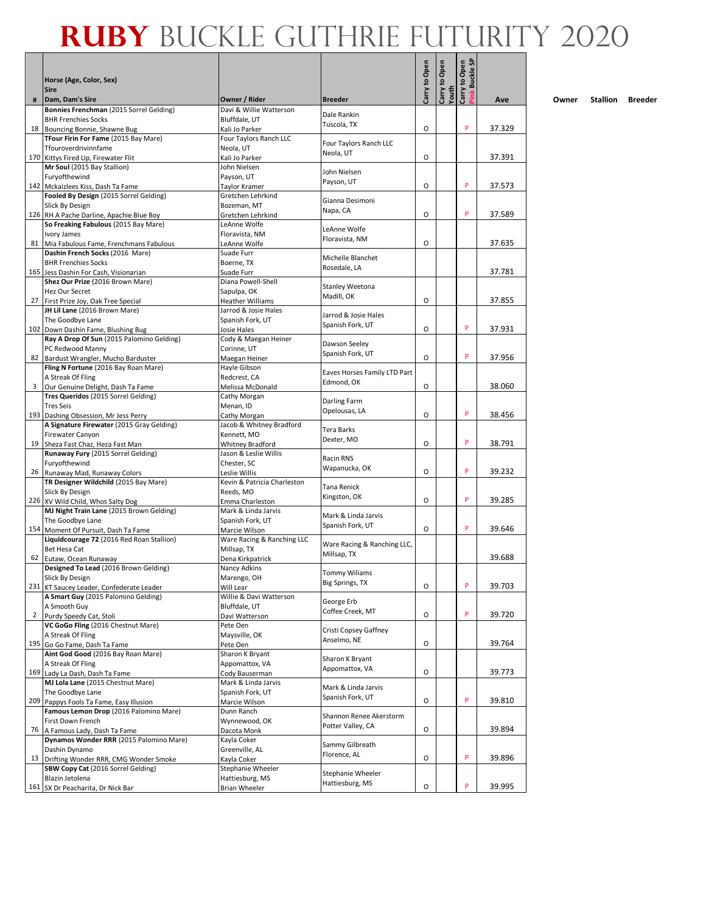# RUBY BUCKLE GUTHRIE FUTURITY 2020

| # | Horse (Age, Color, Sex) / Sire / Dam, Dam's Sire | Owner / Rider | Breeder | Carry to Open | Carry to Open Youth | Carry to Open Pink Buckle SP | Ave |
|---|---|---|---|---|---|---|---|
| 18 | **Bonnies Frenchman** (2015 Sorrel Gelding)<br>BHR Frenchies Socks<br>Bouncing Bonnie, Shawne Bug | Davi & Willie Watterson<br>Bluffdale, UT<br>Kali Jo Parker | Dale Rankin<br>Tuscola, TX | O | | P | 37.329 |
| 170 | **TFour Firin For Fame** (2015 Bay Mare)<br>Tfouroverdrivinnfame<br>Kittys Fired Up, Firewater Flit | Four Taylors Ranch LLC<br>Neola, UT<br>Kali Jo Parker | Four Taylors Ranch LLC<br>Neola, UT | O | | | 37.391 |
| 142 | **Mr Soul** (2015 Bay Stallion)<br>Furyofthewind<br>Mckaizlees Kiss, Dash Ta Fame | John Nielsen<br>Payson, UT<br>Taylor Kramer | John Nielsen<br>Payson, UT | O | | P | 37.573 |
| 126 | **Fooled By Design** (2015 Sorrel Gelding)<br>Slick By Design<br>RH A Pache Darline, Apachie Blue Boy | Gretchen Lehrkind<br>Bozeman, MT<br>Gretchen Lehrkind | Gianna Desimoni<br>Napa, CA | O | | P | 37.589 |
| 81 | **So Freaking Fabulous** (2015 Bay Mare)<br>Ivory James<br>Mia Fabulous Fame, Frenchmans Fabulous | LeAnne Wolfe<br>Floravista, NM<br>LeAnne Wolfe | LeAnne Wolfe<br>Floravista, NM | O | | | 37.635 |
| 165 | **Dashin French Socks** (2016 Mare)<br>BHR Frenchies Socks<br>Jess Dashin For Cash, Visionarian | Suade Furr<br>Boerne, TX<br>Suade Furr | Michelle Blanchet<br>Rosedale, LA | | | | 37.781 |
| 27 | **Shez Our Prize** (2016 Brown Mare)<br>Hez Our Secret<br>First Prize Joy, Oak Tree Special | Diana Powell-Shell<br>Sapulpa, OK<br>Heather Williams | Stanley Weetona<br>Madill, OK | O | | | 37.855 |
| 102 | **JH Lil Lane** (2016 Brown Mare)<br>The Goodbye Lane<br>Down Dashin Fame, Blushing Bug | Jarrod & Josie Hales<br>Spanish Fork, UT<br>Josie Hales | Jarrod & Josie Hales<br>Spanish Fork, UT | O | | P | 37.931 |
| 82 | **Ray A Drop Of Sun** (2015 Palomino Gelding)<br>PC Redwood Manny<br>Bardust Wrangler, Mucho Barduster | Cody & Maegan Heiner<br>Corinne, UT<br>Maegan Heiner | Dawson Seeley<br>Spanish Fork, UT | O | | P | 37.956 |
| 3 | **Fling N Fortune** (2016 Bay Roan Mare)<br>A Streak Of Fling<br>Our Genuine Delight, Dash Ta Fame | Hayle Gibson<br>Redcrest, CA<br>Melissa McDonald | Eaves Horses Family LTD Part<br>Edmond, OK | O | | | 38.060 |
| 193 | **Tres Queridos** (2015 Sorrel Gelding)<br>Tres Seis<br>Dashing Obsession, Mr Jess Perry | Cathy Morgan<br>Menan, ID<br>Cathy Morgan | Darling Farm<br>Opelousas, LA | O | | P | 38.456 |
| 19 | **A Signature Firewater** (2015 Gray Gelding)<br>Firewater Canyon<br>Sheza Fast Chaz, Heza Fast Man | Jacob & Whitney Bradford<br>Kennett, MO<br>Whitney Bradford | Tera Barks<br>Dexter, MO | O | | P | 38.791 |
| 26 | **Runaway Fury** (2015 Sorrel Gelding)<br>Furyofthewind<br>Runaway Mad, Runaway Colors | Jason & Leslie Willis<br>Chester, SC<br>Leslie Willis | Racin RNS<br>Wapanucka, OK | O | | P | 39.232 |
| 226 | **TR Designer Wildchild** (2015 Bay Mare)<br>Slick By Design<br>XV Wild Child, Whos Salty Dog | Kevin & Patricia Charleston<br>Reeds, MO<br>Emma Charleston | Tana Renick<br>Kingston, OK | O | | P | 39.285 |
| 154 | **MJ Night Train Lane** (2015 Brown Gelding)<br>The Goodbye Lane<br>Moment Of Pursuit, Dash Ta Fame | Mark & Linda Jarvis<br>Spanish Fork, UT<br>Marcie Wilson | Mark & Linda Jarvis<br>Spanish Fork, UT | O | | P | 39.646 |
| 62 | **Liquidcourage 72** (2016 Red Roan Stallion)<br>Bet Hesa Cat<br>Eutaw, Ocean Runaway | Ware Racing & Ranching LLC<br>Millsap, TX<br>Dena Kirkpatrick | Ware Racing & Ranching LLC,<br>Millsap, TX | | | | 39.688 |
| 231 | **Designed To Lead** (2016 Brown Gelding)<br>Slick By Design<br>KT Saucey Leader, Confederate Leader | Nancy Adkins<br>Marengo, OH<br>Will Lear | Tommy Wiliams<br>Big Springs, TX | O | | P | 39.703 |
| 2 | **A Smart Guy** (2015 Palomino Gelding)<br>A Smooth Guy<br>Purdy Speedy Cat, Stoli | Willie & Davi Watterson<br>Bluffdale, UT<br>Davi Watterson | George Erb<br>Coffee Creek, MT | O | | P | 39.720 |
| 195 | **VC GoGo Fling** (2016 Chestnut Mare)<br>A Streak Of Fling<br>Go Go Fame, Dash Ta Fame | Pete Oen<br>Maysville, OK<br>Pete Oen | Cristi Copsey Gaffney<br>Anselmo, NE | O | | | 39.764 |
| 169 | **Aint God Good** (2016 Bay Roan Mare)<br>A Streak Of Fling<br>Lady La Dash, Dash Ta Fame | Sharon K Bryant<br>Appomattox, VA<br>Cody Bauserman | Sharon K Bryant<br>Appomattox, VA | O | | | 39.773 |
| 209 | **MJ Lola Lane** (2015 Chestnut Mare)<br>The Goodbye Lane<br>Pappys Fools Ta Fame, Easy Illusion | Mark & Linda Jarvis<br>Spanish Fork, UT<br>Marcie Wilson | Mark & Linda Jarvis<br>Spanish Fork, UT | O | | P | 39.810 |
| 76 | **Famous Lemon Drop** (2016 Palomino Mare)<br>First Down French<br>A Famous Lady, Dash Ta Fame | Dunn Ranch<br>Wynnewood, OK<br>Dacota Monk | Shannon Renee Akerstorm<br>Potter Valley, CA | O | | | 39.894 |
| 13 | **Dynamos Wonder RRR** (2015 Palomino Mare)<br>Dashin Dynamo<br>Drifting Wonder RRR, CMG Wonder Smoke | Kayla Coker<br>Greenville, AL<br>Kayla Coker | Sammy Gilbreath<br>Florence, AL | O | | P | 39.896 |
| 161 | **SBW Copy Cat** (2016 Sorrel Gelding)<br>Blazin Jetolena<br>SX Dr Peacharita, Dr Nick Bar | Stephanie Wheeler<br>Hattiesburg, MS<br>Brian Wheeler | Stephanie Wheeler<br>Hattiesburg, MS | O | | P | 39.995 |

Owner Stallion Breeder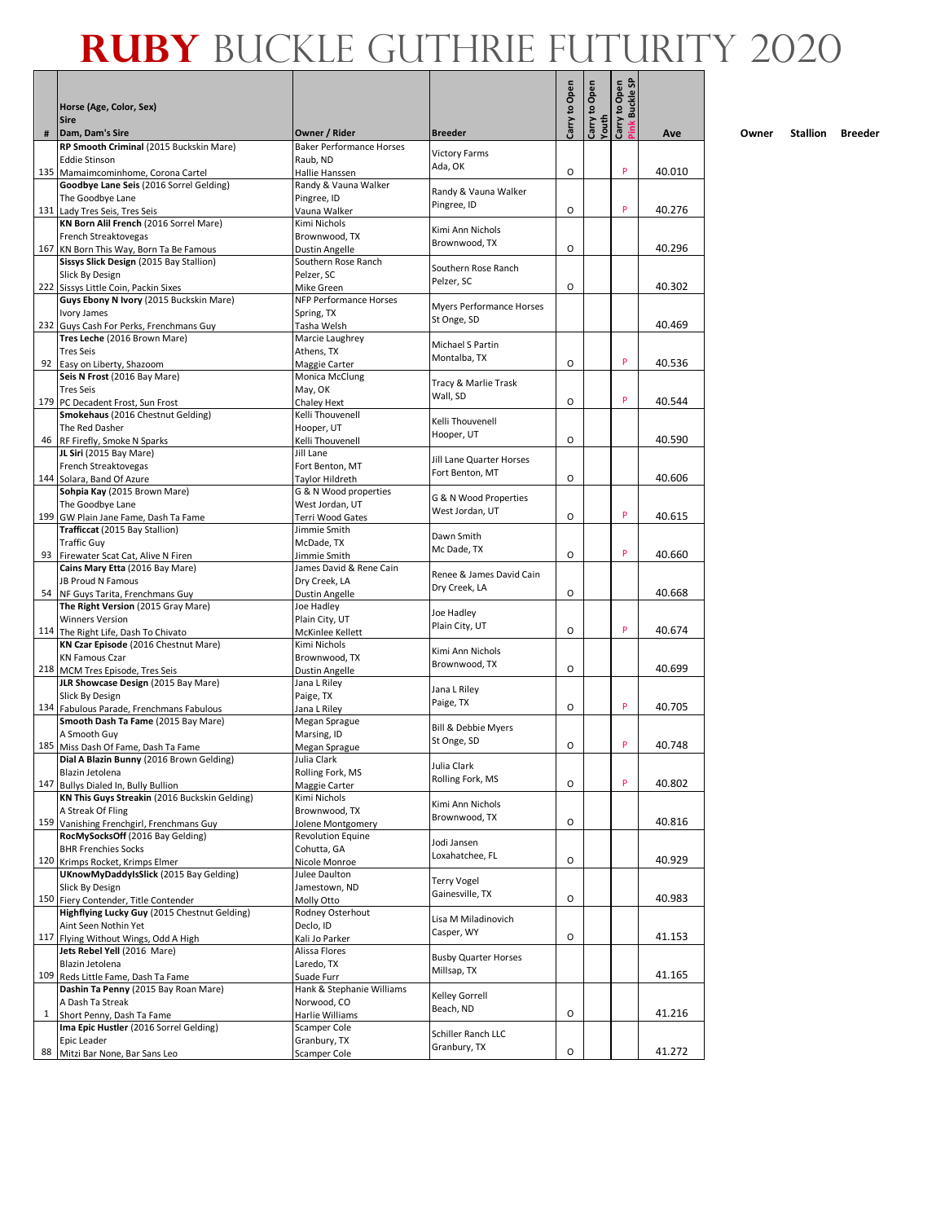# RUBY BUCKLE GUTHRIE FUTURITY 2020

| # | Horse (Age, Color, Sex) / Sire / Dam, Dam's Sire | Owner / Rider | Breeder | Carry to Open | Carry to Open Youth | Carry to Open Pink Buckle SP | Ave | Owner | Stallion | Breeder |
|---|---|---|---|---|---|---|---|---|---|---|
| 135 | **RP Smooth Criminal** (2015 Buckskin Mare) Eddie Stinson Mamaimcominhome, Corona Cartel | Baker Performance Horses Raub, ND Hallie Hanssen | Victory Farms Ada, OK | O | | P | 40.010 | | | |
| 131 | **Goodbye Lane Seis** (2016 Sorrel Gelding) The Goodbye Lane Lady Tres Seis, Tres Seis | Randy & Vauna Walker Pingree, ID Vauna Walker | Randy & Vauna Walker Pingree, ID | O | | P | 40.276 | | | |
| 167 | **KN Born Alil French** (2016 Sorrel Mare) French Streaktovegas KN Born This Way, Born Ta Be Famous | Kimi Nichols Brownwood, TX Dustin Angelle | Kimi Ann Nichols Brownwood, TX | O | | | 40.296 | | | |
| 222 | **Sissys Slick Design** (2015 Bay Stallion) Slick By Design Sissys Little Coin, Packin Sixes | Southern Rose Ranch Pelzer, SC Mike Green | Southern Rose Ranch Pelzer, SC | O | | | 40.302 | | | |
| 232 | **Guys Ebony N Ivory** (2015 Buckskin Mare) Ivory James Guys Cash For Perks, Frenchmans Guy | NFP Performance Horses Spring, TX Tasha Welsh | Myers Performance Horses St Onge, SD | | | | 40.469 | | | |
| 92 | **Tres Leche** (2016 Brown Mare) Tres Seis Easy on Liberty, Shazoom | Marcie Laughrey Athens, TX Maggie Carter | Michael S Partin Montalba, TX | O | | P | 40.536 | | | |
| 179 | **Seis N Frost** (2016 Bay Mare) Tres Seis PC Decadent Frost, Sun Frost | Monica McClung May, OK Chaley Hext | Tracy & Marlie Trask Wall, SD | O | | P | 40.544 | | | |
| 46 | **Smokehaus** (2016 Chestnut Gelding) The Red Dasher RF Firefly, Smoke N Sparks | Kelli Thouvenell Hooper, UT Kelli Thouvenell | Kelli Thouvenell Hooper, UT | O | | | 40.590 | | | |
| 144 | **JL Siri** (2015 Bay Mare) French Streaktovegas Solara, Band Of Azure | Jill Lane Fort Benton, MT Taylor Hildreth | Jill Lane Quarter Horses Fort Benton, MT | O | | | 40.606 | | | |
| 199 | **Sohpia Kay** (2015 Brown Mare) The Goodbye Lane GW Plain Jane Fame, Dash Ta Fame | G & N Wood properties West Jordan, UT Terri Wood Gates | G & N Wood Properties West Jordan, UT | O | | P | 40.615 | | | |
| 93 | **Trafficcat** (2015 Bay Stallion) Traffic Guy Firewater Scat Cat, Alive N Firen | Jimmie Smith McDade, TX Jimmie Smith | Dawn Smith Mc Dade, TX | O | | P | 40.660 | | | |
| 54 | **Cains Mary Etta** (2016 Bay Mare) JB Proud N Famous NF Guys Tarita, Frenchmans Guy | James David & Rene Cain Dry Creek, LA Dustin Angelle | Renee & James David Cain Dry Creek, LA | O | | | 40.668 | | | |
| 114 | **The Right Version** (2015 Gray Mare) Winners Version The Right Life, Dash To Chivato | Joe Hadley Plain City, UT McKinlee Kellett | Joe Hadley Plain City, UT | O | | P | 40.674 | | | |
| 218 | **KN Czar Episode** (2016 Chestnut Mare) KN Famous Czar MCM Tres Episode, Tres Seis | Kimi Nichols Brownwood, TX Dustin Angelle | Kimi Ann Nichols Brownwood, TX | O | | | 40.699 | | | |
| 134 | **JLR Showcase Design** (2015 Bay Mare) Slick By Design Fabulous Parade, Frenchmans Fabulous | Jana L Riley Paige, TX Jana L Riley | Jana L Riley Paige, TX | O | | P | 40.705 | | | |
| 185 | **Smooth Dash Ta Fame** (2015 Bay Mare) A Smooth Guy Miss Dash Of Fame, Dash Ta Fame | Megan Sprague Marsing, ID Megan Sprague | Bill & Debbie Myers St Onge, SD | O | | P | 40.748 | | | |
| 147 | **Dial A Blazin Bunny** (2016 Brown Gelding) Blazin Jetolena Bullys Dialed In, Bully Bullion | Julia Clark Rolling Fork, MS Maggie Carter | Julia Clark Rolling Fork, MS | O | | P | 40.802 | | | |
| 159 | **KN This Guys Streakin** (2016 Buckskin Gelding) A Streak Of Fling Vanishing Frenchgirl, Frenchmans Guy | Kimi Nichols Brownwood, TX Jolene Montgomery | Kimi Ann Nichols Brownwood, TX | O | | | 40.816 | | | |
| 120 | **RocMySocksOff** (2016 Bay Gelding) BHR Frenchies Socks Krimps Rocket, Krimps Elmer | Revolution Equine Cohutta, GA Nicole Monroe | Jodi Jansen Loxahatchee, FL | O | | | 40.929 | | | |
| 150 | **UKnowMyDaddyIsSlick** (2015 Bay Gelding) Slick By Design Fiery Contender, Title Contender | Julee Daulton Jamestown, ND Molly Otto | Terry Vogel Gainesville, TX | O | | | 40.983 | | | |
| 117 | **Highflying Lucky Guy** (2015 Chestnut Gelding) Aint Seen Nothin Yet Flying Without Wings, Odd A High | Rodney Osterhout Declo, ID Kali Jo Parker | Lisa M Miladinovich Casper, WY | O | | | 41.153 | | | |
| 109 | **Jets Rebel Yell** (2016 Mare) Blazin Jetolena Reds Little Fame, Dash Ta Fame | Alissa Flores Laredo, TX Suade Furr | Busby Quarter Horses Millsap, TX | | | | 41.165 | | | |
| 1 | **Dashin Ta Penny** (2015 Bay Roan Mare) A Dash Ta Streak Short Penny, Dash Ta Fame | Hank & Stephanie Williams Norwood, CO Harlie Williams | Kelley Gorrell Beach, ND | O | | | 41.216 | | | |
| 88 | **Ima Epic Hustler** (2016 Sorrel Gelding) Epic Leader Mitzi Bar None, Bar Sans Leo | Scamper Cole Granbury, TX Scamper Cole | Schiller Ranch LLC Granbury, TX | O | | | 41.272 | | | |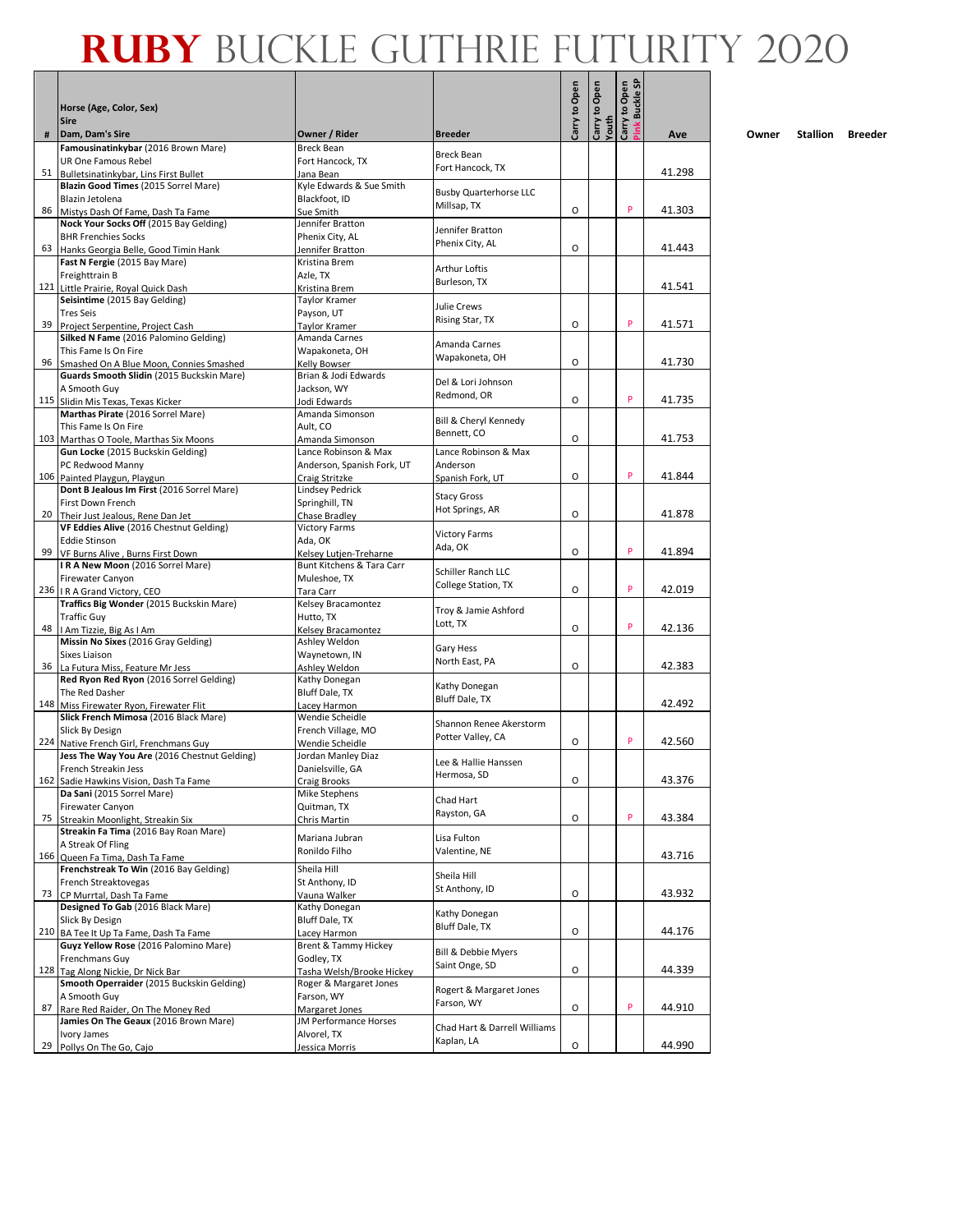# RUBY BUCKLE GUTHRIE FUTURITY 2020

| # | Horse (Age, Color, Sex) Sire Dam, Dam's Sire | Owner / Rider | Breeder | Carry to Open | Carry to Open Youth | Carry to Open Pink Buckle SP | Ave | Owner | Stallion | Breeder |
|---|---|---|---|---|---|---|---|---|---|---|
| 51 | **Famousinatinkybar** (2016 Brown Mare) UR One Famous Rebel Bulletsinatinkybar, Lins First Bullet | Breck Bean Fort Hancock, TX Jana Bean | Breck Bean Fort Hancock, TX | | | | 41.298 | | | |
| 86 | **Blazin Good Times** (2015 Sorrel Mare) Blazin Jetolena Mistys Dash Of Fame, Dash Ta Fame | Kyle Edwards & Sue Smith Blackfoot, ID Sue Smith | Busby Quarterhorse LLC Millsap, TX | O | | P | 41.303 | | | |
| 63 | **Nock Your Socks Off** (2015 Bay Gelding) BHR Frenchies Socks Hanks Georgia Belle, Good Timin Hank | Jennifer Bratton Phenix City, AL Jennifer Bratton | Jennifer Bratton Phenix City, AL | O | | | 41.443 | | | |
| 121 | **Fast N Fergie** (2015 Bay Mare) Freighttrain B Little Prairie, Royal Quick Dash | Kristina Brem Azle, TX Kristina Brem | Arthur Loftis Burleson, TX | | | | 41.541 | | | |
| 39 | **Seisintime** (2015 Bay Gelding) Tres Seis Project Serpentine, Project Cash | Taylor Kramer Payson, UT Taylor Kramer | Julie Crews Rising Star, TX | O | | P | 41.571 | | | |
| 96 | **Silked N Fame** (2016 Palomino Gelding) This Fame Is On Fire Smashed On A Blue Moon, Connies Smashed | Amanda Carnes Wapakoneta, OH Kelly Bowser | Amanda Carnes Wapakoneta, OH | O | | | 41.730 | | | |
| 115 | **Guards Smooth Slidin** (2015 Buckskin Mare) A Smooth Guy Slidin Mis Texas, Texas Kicker | Brian & Jodi Edwards Jackson, WY Jodi Edwards | Del & Lori Johnson Redmond, OR | O | | P | 41.735 | | | |
| 103 | **Marthas Pirate** (2016 Sorrel Mare) This Fame Is On Fire Marthas O Toole, Marthas Six Moons | Amanda Simonson Ault, CO Amanda Simonson | Bill & Cheryl Kennedy Bennett, CO | O | | | 41.753 | | | |
| 106 | **Gun Locke** (2015 Buckskin Gelding) PC Redwood Manny Painted Playgun, Playgun | Lance Robinson & Max Anderson, Spanish Fork, UT Craig Stritzke | Lance Robinson & Max Anderson Spanish Fork, UT | O | | P | 41.844 | | | |
| 20 | **Dont B Jealous Im First** (2016 Sorrel Mare) First Down French Their Just Jealous, Rene Dan Jet | Lindsey Pedrick Springhill, TN Chase Bradley | Stacy Gross Hot Springs, AR | O | | | 41.878 | | | |
| 99 | **VF Eddies Alive** (2016 Chestnut Gelding) Eddie Stinson VF Burns Alive, Burns First Down | Victory Farms Ada, OK Kelsey Lutjen-Treharne | Victory Farms Ada, OK | O | | P | 41.894 | | | |
| 236 | **I R A New Moon** (2016 Sorrel Mare) Firewater Canyon I R A Grand Victory, CEO | Bunt Kitchens & Tara Carr Muleshoe, TX Tara Carr | Schiller Ranch LLC College Station, TX | O | | P | 42.019 | | | |
| 48 | **Traffics Big Wonder** (2015 Buckskin Mare) Traffic Guy I Am Tizzie, Big As I Am | Kelsey Bracamontez Hutto, TX Kelsey Bracamontez | Troy & Jamie Ashford Lott, TX | O | | P | 42.136 | | | |
| 36 | **Missin No Sixes** (2016 Gray Gelding) Sixes Liaison La Futura Miss, Feature Mr Jess | Ashley Weldon Waynetown, IN Ashley Weldon | Gary Hess North East, PA | O | | | 42.383 | | | |
| 148 | **Red Ryon Red Ryon** (2016 Sorrel Gelding) The Red Dasher Miss Firewater Ryon, Firewater Flit | Kathy Donegan Bluff Dale, TX Lacey Harmon | Kathy Donegan Bluff Dale, TX | | | | 42.492 | | | |
| 224 | **Slick French Mimosa** (2016 Black Mare) Slick By Design Native French Girl, Frenchmans Guy | Wendie Scheidle French Village, MO Wendie Scheidle | Shannon Renee Akerstorm Potter Valley, CA | O | | P | 42.560 | | | |
| 162 | **Jess The Way You Are** (2016 Chestnut Gelding) French Streakin Jess Sadie Hawkins Vision, Dash Ta Fame | Jordan Manley Diaz Danielsville, GA Craig Brooks | Lee & Hallie Hanssen Hermosa, SD | O | | | 43.376 | | | |
| 75 | **Da Sani** (2015 Sorrel Mare) Firewater Canyon Streakin Moonlight, Streakin Six | Mike Stephens Quitman, TX Chris Martin | Chad Hart Rayston, GA | O | | P | 43.384 | | | |
| 166 | **Streakin Fa Tima** (2016 Bay Roan Mare) A Streak Of Fling Queen Fa Tima, Dash Ta Fame | Mariana Jubran Ronildo Filho | Lisa Fulton Valentine, NE | | | | 43.716 | | | |
| 73 | **Frenchstreak To Win** (2016 Bay Gelding) French Streaktovegas CP Murrtal, Dash Ta Fame | Sheila Hill St Anthony, ID Vauna Walker | Sheila Hill St Anthony, ID | O | | | 43.932 | | | |
| 210 | **Designed To Gab** (2016 Black Mare) Slick By Design BA Tee It Up Ta Fame, Dash Ta Fame | Kathy Donegan Bluff Dale, TX Lacey Harmon | Kathy Donegan Bluff Dale, TX | O | | | 44.176 | | | |
| 128 | **Guyz Yellow Rose** (2016 Palomino Mare) Frenchmans Guy Tag Along Nickie, Dr Nick Bar | Brent & Tammy Hickey Godley, TX Tasha Welsh/Brooke Hickey | Bill & Debbie Myers Saint Onge, SD | O | | | 44.339 | | | |
| 87 | **Smooth Operraider** (2015 Buckskin Gelding) A Smooth Guy Rare Red Raider, On The Money Red | Roger & Margaret Jones Farson, WY Margaret Jones | Rogert & Margaret Jones Farson, WY | O | | P | 44.910 | | | |
| 29 | **Jamies On The Geaux** (2016 Brown Mare) Ivory James Pollys On The Go, Cajo | JM Performance Horses Alvorel, TX Jessica Morris | Chad Hart & Darrell Williams Kaplan, LA | O | | | 44.990 | | | |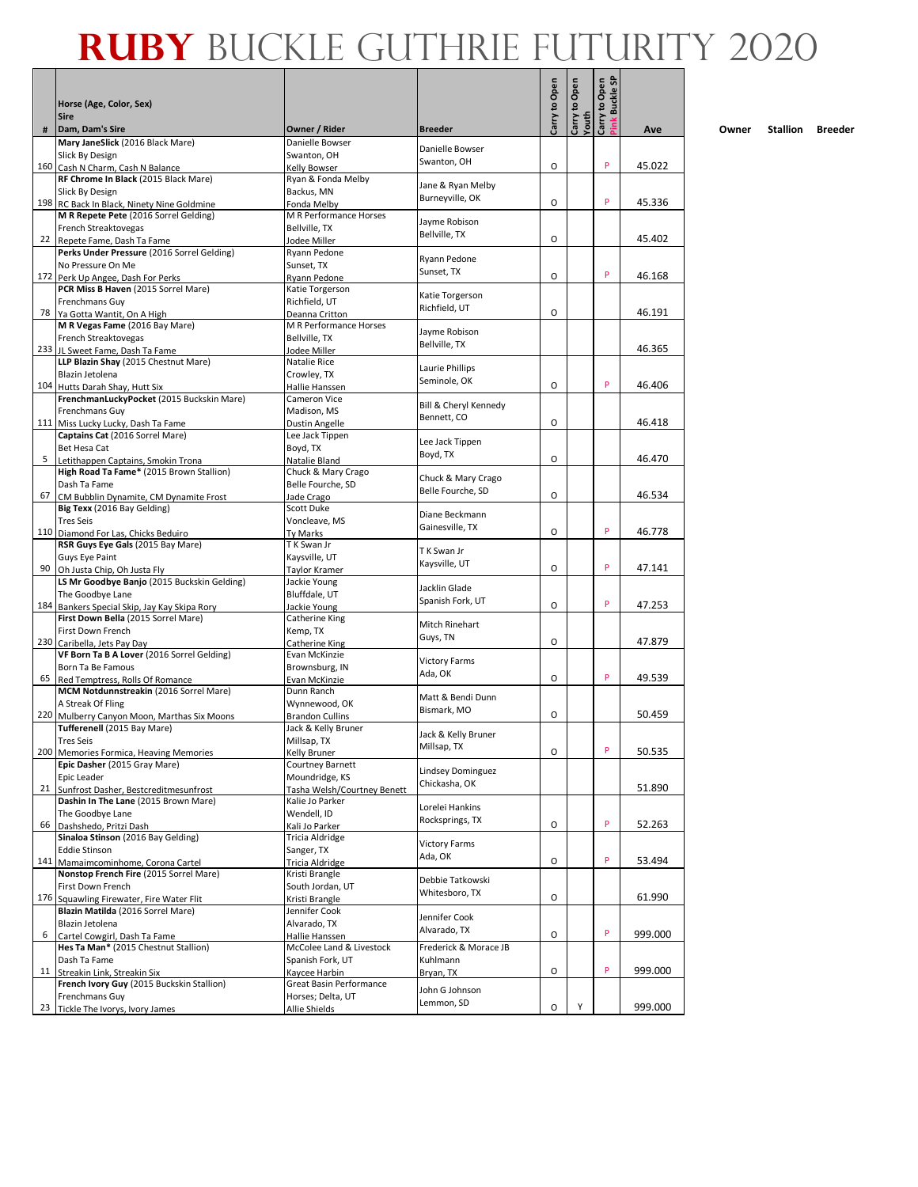# RUBY BUCKLE GUTHRIE FUTURITY 2020

| # | Horse (Age, Color, Sex) Sire Dam, Dam's Sire | Owner / Rider | Breeder | Carry to Open | Carry to Open Youth | Carry to Open Pink Buckle SP | Ave | Owner | Stallion | Breeder |
|---|---|---|---|---|---|---|---|---|---|---|
| 160 | **Mary JaneSlick** (2016 Black Mare) Slick By Design Cash N Charm, Cash N Balance | Danielle Bowser Swanton, OH Kelly Bowser | Danielle Bowser Swanton, OH | O | | P | 45.022 | | | |
| 198 | **RF Chrome In Black** (2015 Black Mare) Slick By Design RC Back In Black, Ninety Nine Goldmine | Ryan & Fonda Melby Backus, MN Fonda Melby | Jane & Ryan Melby Burneyville, OK | O | | P | 45.336 | | | |
| 22 | **M R Repete Pete** (2016 Sorrel Gelding) French Streaktovegas Repete Fame, Dash Ta Fame | M R Performance Horses Bellville, TX Jodee Miller | Jayme Robison Bellville, TX | O | | | 45.402 | | | |
| 172 | **Perks Under Pressure** (2016 Sorrel Gelding) No Pressure On Me Perk Up Angee, Dash For Perks | Ryann Pedone Sunset, TX Ryann Pedone | Ryann Pedone Sunset, TX | O | | P | 46.168 | | | |
| 78 | **PCR Miss B Haven** (2015 Sorrel Mare) Frenchmans Guy Ya Gotta Wantit, On A High | Katie Torgerson Richfield, UT Deanna Critton | Katie Torgerson Richfield, UT | O | | | 46.191 | | | |
| 233 | **M R Vegas Fame** (2016 Bay Mare) French Streaktovegas JL Sweet Fame, Dash Ta Fame | M R Performance Horses Bellville, TX Jodee Miller | Jayme Robison Bellville, TX | | | | 46.365 | | | |
| 104 | **LLP Blazin Shay** (2015 Chestnut Mare) Blazin Jetolena Hutts Darah Shay, Hutt Six | Natalie Rice Crowley, TX Hallie Hanssen | Laurie Phillips Seminole, OK | O | | P | 46.406 | | | |
| 111 | **FrenchmanLuckyPocket** (2015 Buckskin Mare) Frenchmans Guy Miss Lucky Lucky, Dash Ta Fame | Cameron Vice Madison, MS Dustin Angelle | Bill & Cheryl Kennedy Bennett, CO | O | | | 46.418 | | | |
| 5 | **Captains Cat** (2016 Sorrel Mare) Bet Hesa Cat Letithappen Captains, Smokin Trona | Lee Jack Tippen Boyd, TX Natalie Bland | Lee Jack Tippen Boyd, TX | O | | | 46.470 | | | |
| 67 | **High Road Ta Fame*** (2015 Brown Stallion) Dash Ta Fame CM Bubblin Dynamite, CM Dynamite Frost | Chuck & Mary Crago Belle Fourche, SD Jade Crago | Chuck & Mary Crago Belle Fourche, SD | O | | | 46.534 | | | |
| 110 | **Big Texx** (2016 Bay Gelding) Tres Seis Diamond For Las, Chicks Beduiro | Scott Duke Voncleave, MS Ty Marks | Diane Beckmann Gainesville, TX | O | | P | 46.778 | | | |
| 90 | **RSR Guys Eye Gals** (2015 Bay Mare) Guys Eye Paint Oh Justa Chip, Oh Justa Fly | T K Swan Jr Kaysville, UT Taylor Kramer | T K Swan Jr Kaysville, UT | O | | P | 47.141 | | | |
| 184 | **LS Mr Goodbye Banjo** (2015 Buckskin Gelding) The Goodbye Lane Bankers Special Skip, Jay Kay Skipa Rory | Jackie Young Bluffdale, UT Jackie Young | Jacklin Glade Spanish Fork, UT | O | | P | 47.253 | | | |
| 230 | **First Down Bella** (2015 Sorrel Mare) First Down French Caribella, Jets Pay Day | Catherine King Kemp, TX Catherine King | Mitch Rinehart Guys, TN | O | | | 47.879 | | | |
| 65 | **VF Born Ta B A Lover** (2016 Sorrel Gelding) Born Ta Be Famous Red Temptress, Rolls Of Romance | Evan McKinzie Brownsburg, IN Evan McKinzie | Victory Farms Ada, OK | O | | P | 49.539 | | | |
| 220 | **MCM Notdunnstreakin** (2016 Sorrel Mare) A Streak Of Fling Mulberry Canyon Moon, Marthas Six Moons | Dunn Ranch Wynnewood, OK Brandon Cullins | Matt & Bendi Dunn Bismark, MO | O | | | 50.459 | | | |
| 200 | **Tufferenell** (2015 Bay Mare) Tres Seis Memories Formica, Heaving Memories | Jack & Kelly Bruner Millsap, TX Kelly Bruner | Jack & Kelly Bruner Millsap, TX | O | | P | 50.535 | | | |
| 21 | **Epic Dasher** (2015 Gray Mare) Epic Leader Sunfrost Dasher, Bestcreditmesunfrost | Courtney Barnett Moundridge, KS Tasha Welsh/Courtney Benett | Lindsey Dominguez Chickasha, OK | | | | 51.890 | | | |
| 66 | **Dashin In The Lane** (2015 Brown Mare) The Goodbye Lane Dashshedo, Pritzi Dash | Kalie Jo Parker Wendell, ID Kali Jo Parker | Lorelei Hankins Rocksprings, TX | O | | P | 52.263 | | | |
| 141 | **Sinaloa Stinson** (2016 Bay Gelding) Eddie Stinson Mamaimcominhome, Corona Cartel | Tricia Aldridge Sanger, TX Tricia Aldridge | Victory Farms Ada, OK | O | | P | 53.494 | | | |
| 176 | **Nonstop French Fire** (2015 Sorrel Mare) First Down French Squawling Firewater, Fire Water Flit | Kristi Brangle South Jordan, UT Kristi Brangle | Debbie Tatkowski Whitesboro, TX | O | | | 61.990 | | | |
| 6 | **Blazin Matilda** (2016 Sorrel Mare) Blazin Jetolena Cartel Cowgirl, Dash Ta Fame | Jennifer Cook Alvarado, TX Hallie Hanssen | Jennifer Cook Alvarado, TX | O | | P | 999.000 | | | |
| 11 | **Hes Ta Man*** (2015 Chestnut Stallion) Dash Ta Fame Streakin Link, Streakin Six | McColee Land & Livestock Spanish Fork, UT Kaycee Harbin | Frederick & Morace JB Kuhlmann Bryan, TX | O | | P | 999.000 | | | |
| 23 | **French Ivory Guy** (2015 Buckskin Stallion) Frenchmans Guy Tickle The Ivorys, Ivory James | Great Basin Performance Horses; Delta, UT Allie Shields | John G Johnson Lemmon, SD | O | Y | | 999.000 | | | |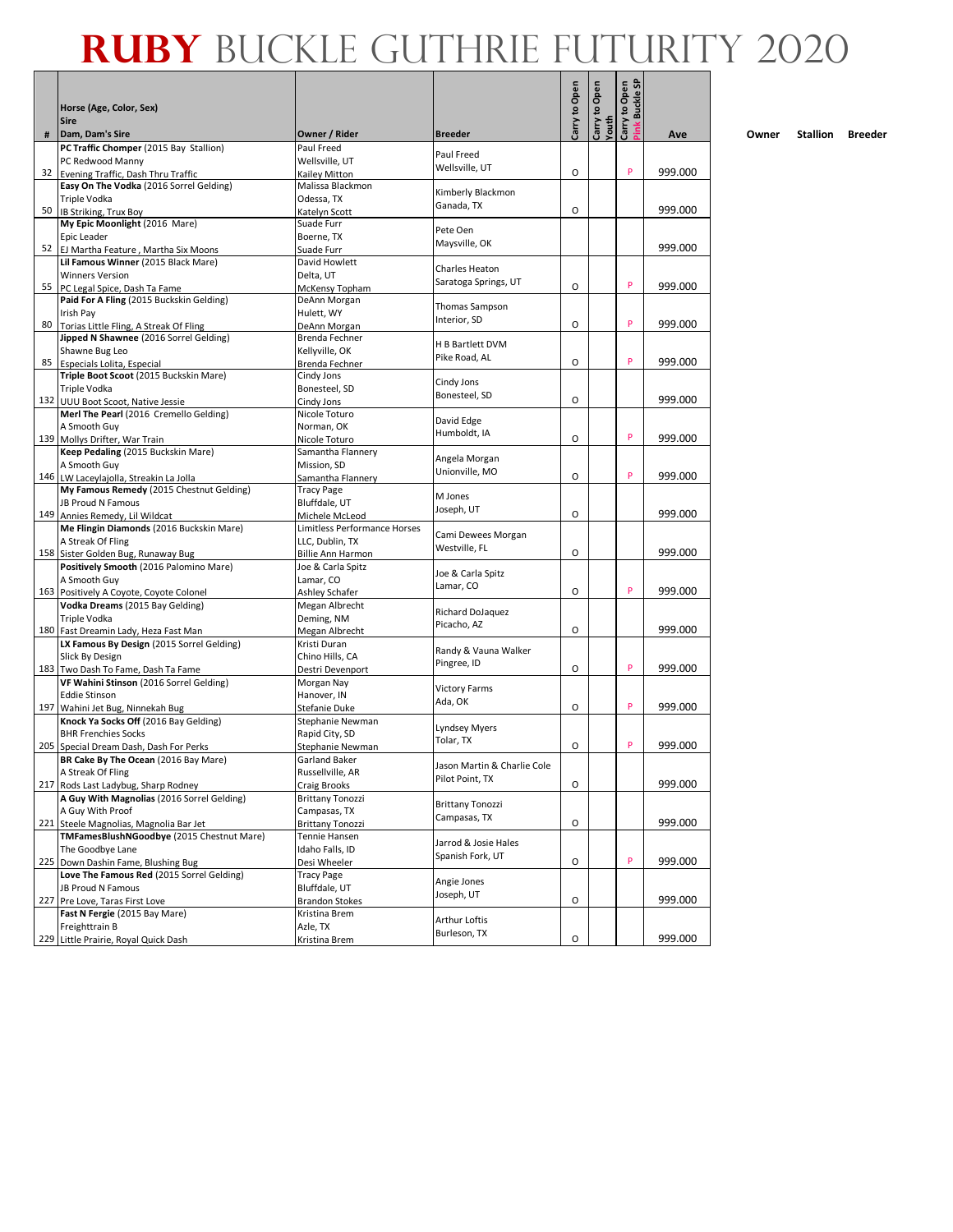# RUBY BUCKLE GUTHRIE FUTURITY 2020

| # | Horse (Age, Color, Sex)<br>Sire<br>Dam, Dam's Sire | Owner / Rider | Breeder | Carry to Open | Carry to Open Youth | Carry to Open Pink Buckle SP | Ave | Owner | Stallion | Breeder |
|---|---|---|---|---|---|---|---|---|---|---|
| 32 | **PC Traffic Chomper** (2015 Bay Stallion)<br>PC Redwood Manny<br>Evening Traffic, Dash Thru Traffic | Paul Freed<br>Wellsville, UT<br>Kailey Mitton | Paul Freed<br>Wellsville, UT | O | | P | 999.000 | | | |
| 50 | **Easy On The Vodka** (2016 Sorrel Gelding)<br>Triple Vodka<br>IB Striking, Trux Boy | Malissa Blackmon<br>Odessa, TX<br>Katelyn Scott | Kimberly Blackmon<br>Ganada, TX | O | | | 999.000 | | | |
| 52 | **My Epic Moonlight** (2016 Mare)<br>Epic Leader<br>EJ Martha Feature , Martha Six Moons | Suade Furr<br>Boerne, TX<br>Suade Furr | Pete Oen<br>Maysville, OK | | | | 999.000 | | | |
| 55 | **Lil Famous Winner** (2015 Black Mare)<br>Winners Version<br>PC Legal Spice, Dash Ta Fame | David Howlett<br>Delta, UT<br>McKensy Topham | Charles Heaton<br>Saratoga Springs, UT | O | | P | 999.000 | | | |
| 80 | **Paid For A Fling** (2015 Buckskin Gelding)<br>Irish Pay<br>Torias Little Fling, A Streak Of Fling | DeAnn Morgan<br>Hulett, WY<br>DeAnn Morgan | Thomas Sampson<br>Interior, SD | O | | P | 999.000 | | | |
| 85 | **Jipped N Shawnee** (2016 Sorrel Gelding)<br>Shawne Bug Leo<br>Especials Lolita, Especial | Brenda Fechner<br>Kellyville, OK<br>Brenda Fechner | H B Bartlett DVM<br>Pike Road, AL | O | | P | 999.000 | | | |
| 132 | **Triple Boot Scoot** (2015 Buckskin Mare)<br>Triple Vodka<br>UUU Boot Scoot, Native Jessie | Cindy Jons<br>Bonesteel, SD<br>Cindy Jons | Cindy Jons<br>Bonesteel, SD | O | | | 999.000 | | | |
| 139 | **Merl The Pearl** (2016 Cremello Gelding)<br>A Smooth Guy<br>Mollys Drifter, War Train | Nicole Toturo<br>Norman, OK<br>Nicole Toturo | David Edge<br>Humboldt, IA | O | | P | 999.000 | | | |
| 146 | **Keep Pedaling** (2015 Buckskin Mare)<br>A Smooth Guy<br>LW Laceylajolla, Streakin La Jolla | Samantha Flannery<br>Mission, SD<br>Samantha Flannery | Angela Morgan<br>Unionville, MO | O | | P | 999.000 | | | |
| 149 | **My Famous Remedy** (2015 Chestnut Gelding)<br>JB Proud N Famous<br>Annies Remedy, Lil Wildcat | Tracy Page<br>Bluffdale, UT<br>Michele McLeod | M Jones<br>Joseph, UT | O | | | 999.000 | | | |
| 158 | **Me Flingin Diamonds** (2016 Buckskin Mare)<br>A Streak Of Fling<br>Sister Golden Bug, Runaway Bug | Limitless Performance Horses<br>LLC, Dublin, TX<br>Billie Ann Harmon | Cami Dewees Morgan<br>Westville, FL | O | | | 999.000 | | | |
| 163 | **Positively Smooth** (2016 Palomino Mare)<br>A Smooth Guy<br>Positively A Coyote, Coyote Colonel | Joe & Carla Spitz<br>Lamar, CO<br>Ashley Schafer | Joe & Carla Spitz<br>Lamar, CO | O | | P | 999.000 | | | |
| 180 | **Vodka Dreams** (2015 Bay Gelding)<br>Triple Vodka<br>Fast Dreamin Lady, Heza Fast Man | Megan Albrecht<br>Deming, NM<br>Megan Albrecht | Richard DoJaquez<br>Picacho, AZ | O | | | 999.000 | | | |
| 183 | **LX Famous By Design** (2015 Sorrel Gelding)<br>Slick By Design<br>Two Dash To Fame, Dash Ta Fame | Kristi Duran<br>Chino Hills, CA<br>Destri Devenport | Randy & Vauna Walker<br>Pingree, ID | O | | P | 999.000 | | | |
| 197 | **VF Wahini Stinson** (2016 Sorrel Gelding)<br>Eddie Stinson<br>Wahini Jet Bug, Ninnekah Bug | Morgan Nay<br>Hanover, IN<br>Stefanie Duke | Victory Farms<br>Ada, OK | O | | P | 999.000 | | | |
| 205 | **Knock Ya Socks Off** (2016 Bay Gelding)<br>BHR Frenchies Socks<br>Special Dream Dash, Dash For Perks | Stephanie Newman<br>Rapid City, SD<br>Stephanie Newman | Lyndsey Myers<br>Tolar, TX | O | | P | 999.000 | | | |
| 217 | **BR Cake By The Ocean** (2016 Bay Mare)<br>A Streak Of Fling<br>Rods Last Ladybug, Sharp Rodney | Garland Baker<br>Russellville, AR<br>Craig Brooks | Jason Martin & Charlie Cole<br>Pilot Point, TX | O | | | 999.000 | | | |
| 221 | **A Guy With Magnolias** (2016 Sorrel Gelding)<br>A Guy With Proof<br>Steele Magnolias, Magnolia Bar Jet | Brittany Tonozzi<br>Campasas, TX<br>Brittany Tonozzi | Brittany Tonozzi<br>Campasas, TX | O | | | 999.000 | | | |
| 225 | **TMFamesBlushNGoodbye** (2015 Chestnut Mare)<br>The Goodbye Lane<br>Down Dashin Fame, Blushing Bug | Tennie Hansen<br>Idaho Falls, ID<br>Desi Wheeler | Jarrod & Josie Hales<br>Spanish Fork, UT | O | | P | 999.000 | | | |
| 227 | **Love The Famous Red** (2015 Sorrel Gelding)<br>JB Proud N Famous<br>Pre Love, Taras First Love | Tracy Page<br>Bluffdale, UT<br>Brandon Stokes | Angie Jones<br>Joseph, UT | O | | | 999.000 | | | |
| 229 | **Fast N Fergie** (2015 Bay Mare)<br>Freighttrain B<br>Little Prairie, Royal Quick Dash | Kristina Brem<br>Azle, TX<br>Kristina Brem | Arthur Loftis<br>Burleson, TX | O | | | 999.000 | | | |